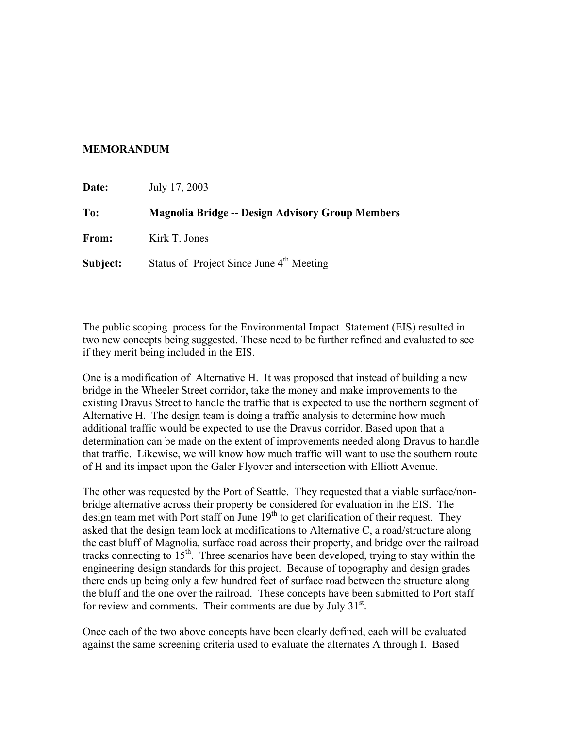**MEMORANDUM**

**Date:** July 17, 2003

**To:** **Magnolia Bridge -- Design Advisory Group Members**

**From:** Kirk T. Jones

**Subject:** Status of Project Since June 4th Meeting

The public scoping process for the Environmental Impact Statement (EIS) resulted in two new concepts being suggested. These need to be further refined and evaluated to see if they merit being included in the EIS.

One is a modification of Alternative H. It was proposed that instead of building a new bridge in the Wheeler Street corridor, take the money and make improvements to the existing Dravus Street to handle the traffic that is expected to use the northern segment of Alternative H. The design team is doing a traffic analysis to determine how much additional traffic would be expected to use the Dravus corridor. Based upon that a determination can be made on the extent of improvements needed along Dravus to handle that traffic. Likewise, we will know how much traffic will want to use the southern route of H and its impact upon the Galer Flyover and intersection with Elliott Avenue.

The other was requested by the Port of Seattle. They requested that a viable surface/non-bridge alternative across their property be considered for evaluation in the EIS. The design team met with Port staff on June 19th to get clarification of their request. They asked that the design team look at modifications to Alternative C, a road/structure along the east bluff of Magnolia, surface road across their property, and bridge over the railroad tracks connecting to 15th. Three scenarios have been developed, trying to stay within the engineering design standards for this project. Because of topography and design grades there ends up being only a few hundred feet of surface road between the structure along the bluff and the one over the railroad. These concepts have been submitted to Port staff for review and comments. Their comments are due by July 31st.

Once each of the two above concepts have been clearly defined, each will be evaluated against the same screening criteria used to evaluate the alternates A through I. Based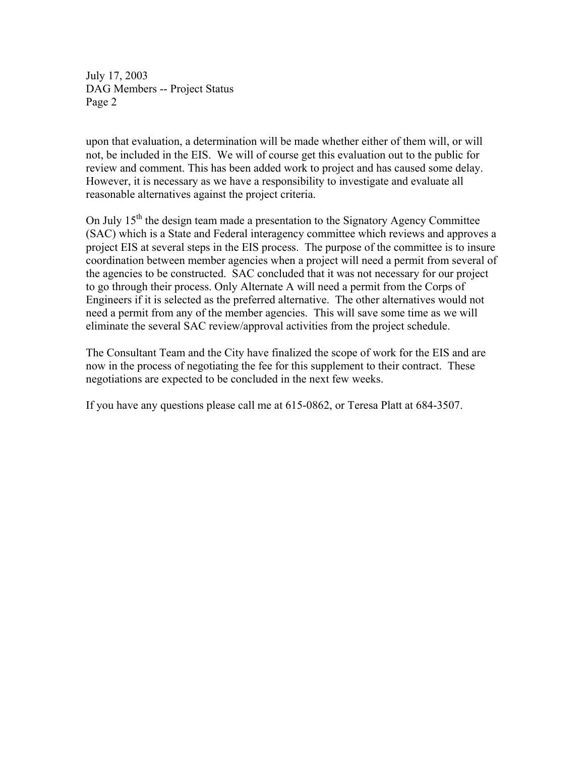upon that evaluation, a determination will be made whether either of them will, or will not, be included in the EIS. We will of course get this evaluation out to the public for review and comment. This has been added work to project and has caused some delay. However, it is necessary as we have a responsibility to investigate and evaluate all reasonable alternatives against the project criteria.

On July 15th the design team made a presentation to the Signatory Agency Committee (SAC) which is a State and Federal interagency committee which reviews and approves a project EIS at several steps in the EIS process. The purpose of the committee is to insure coordination between member agencies when a project will need a permit from several of the agencies to be constructed. SAC concluded that it was not necessary for our project to go through their process. Only Alternate A will need a permit from the Corps of Engineers if it is selected as the preferred alternative. The other alternatives would not need a permit from any of the member agencies. This will save some time as we will eliminate the several SAC review/approval activities from the project schedule.

The Consultant Team and the City have finalized the scope of work for the EIS and are now in the process of negotiating the fee for this supplement to their contract. These negotiations are expected to be concluded in the next few weeks.

If you have any questions please call me at 615-0862, or Teresa Platt at 684-3507.